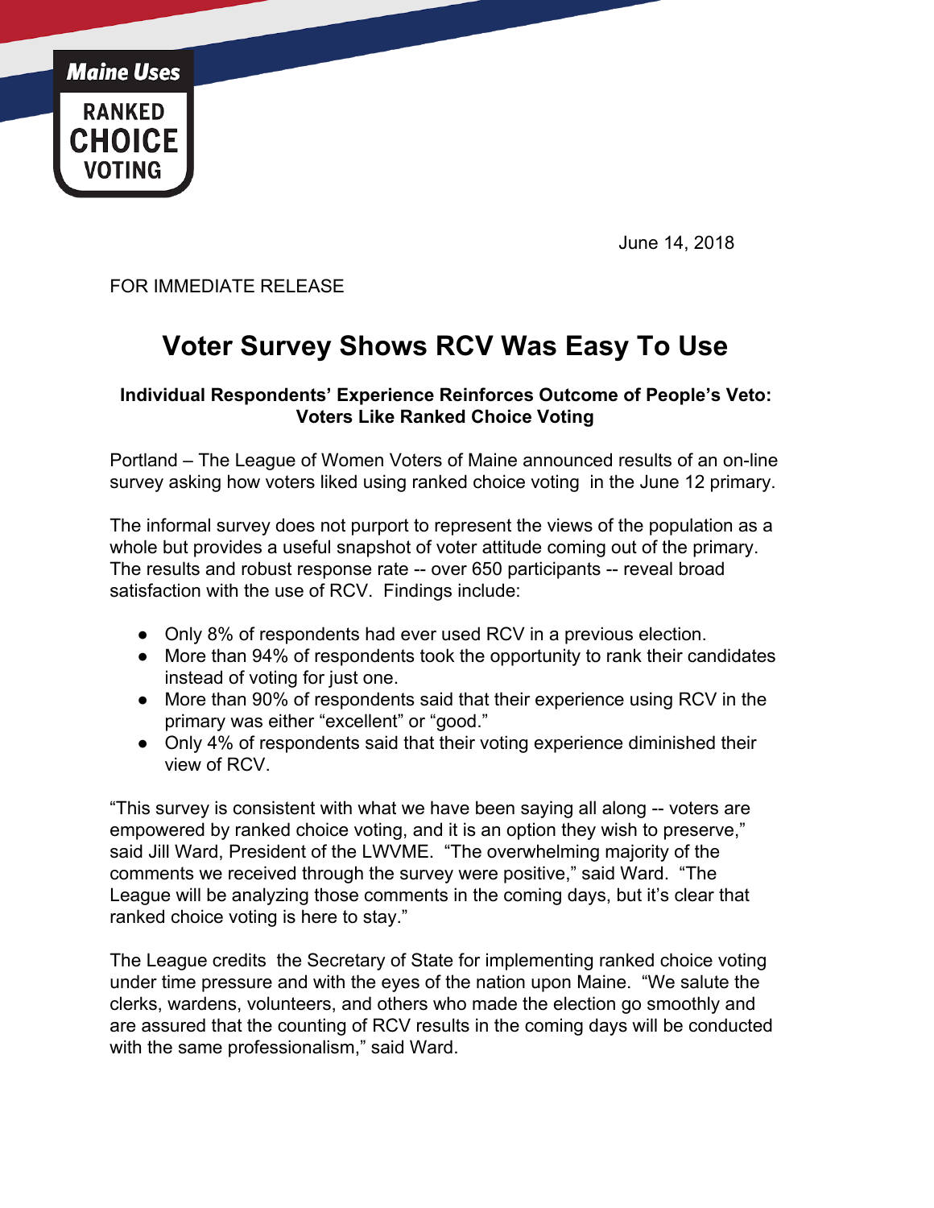Maine Uses RANKED CHOICE VOTING

June 14, 2018

FOR IMMEDIATE RELEASE

# Voter Survey Shows RCV Was Easy To Use

**Individual Respondents' Experience Reinforces Outcome of People's Veto: Voters Like Ranked Choice Voting**

Portland – The League of Women Voters of Maine announced results of an on-line survey asking how voters liked using ranked choice voting in the June 12 primary.

The informal survey does not purport to represent the views of the population as a whole but provides a useful snapshot of voter attitude coming out of the primary. The results and robust response rate -- over 650 participants -- reveal broad satisfaction with the use of RCV. Findings include:

- Only 8% of respondents had ever used RCV in a previous election.
- More than 94% of respondents took the opportunity to rank their candidates instead of voting for just one.
- More than 90% of respondents said that their experience using RCV in the primary was either "excellent" or "good."
- Only 4% of respondents said that their voting experience diminished their view of RCV.

"This survey is consistent with what we have been saying all along -- voters are empowered by ranked choice voting, and it is an option they wish to preserve," said Jill Ward, President of the LWVME. "The overwhelming majority of the comments we received through the survey were positive," said Ward. "The League will be analyzing those comments in the coming days, but it's clear that ranked choice voting is here to stay."

The League credits the Secretary of State for implementing ranked choice voting under time pressure and with the eyes of the nation upon Maine. "We salute the clerks, wardens, volunteers, and others who made the election go smoothly and are assured that the counting of RCV results in the coming days will be conducted with the same professionalism," said Ward.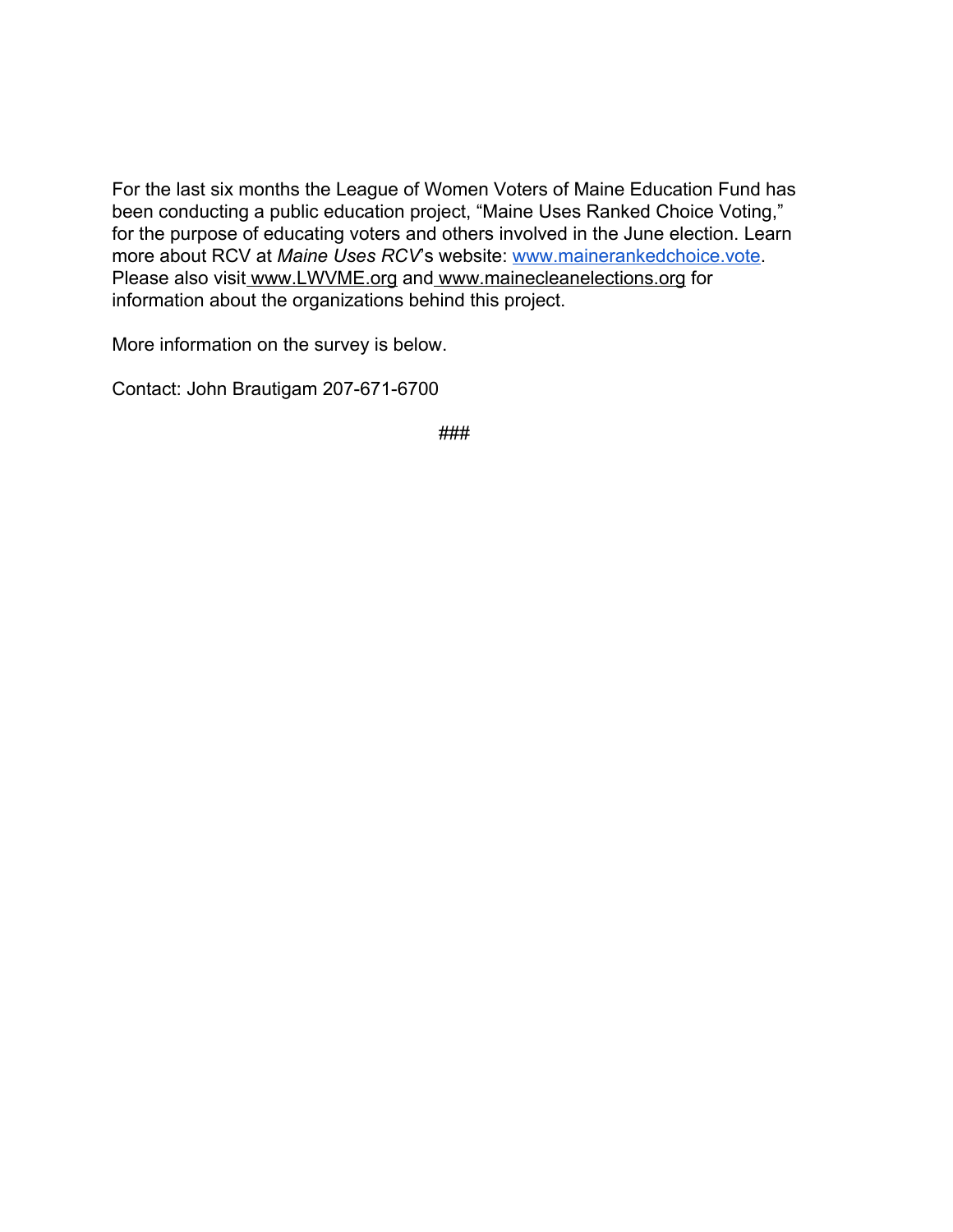For the last six months the League of Women Voters of Maine Education Fund has been conducting a public education project, "Maine Uses Ranked Choice Voting," for the purpose of educating voters and others involved in the June election. Learn more about RCV at *Maine Uses RCV*'s website: www.mainerankedchoice.vote. Please also visit www.LWVME.org and www.mainecleanelections.org for information about the organizations behind this project.

More information on the survey is below.

Contact: John Brautigam 207-671-6700

###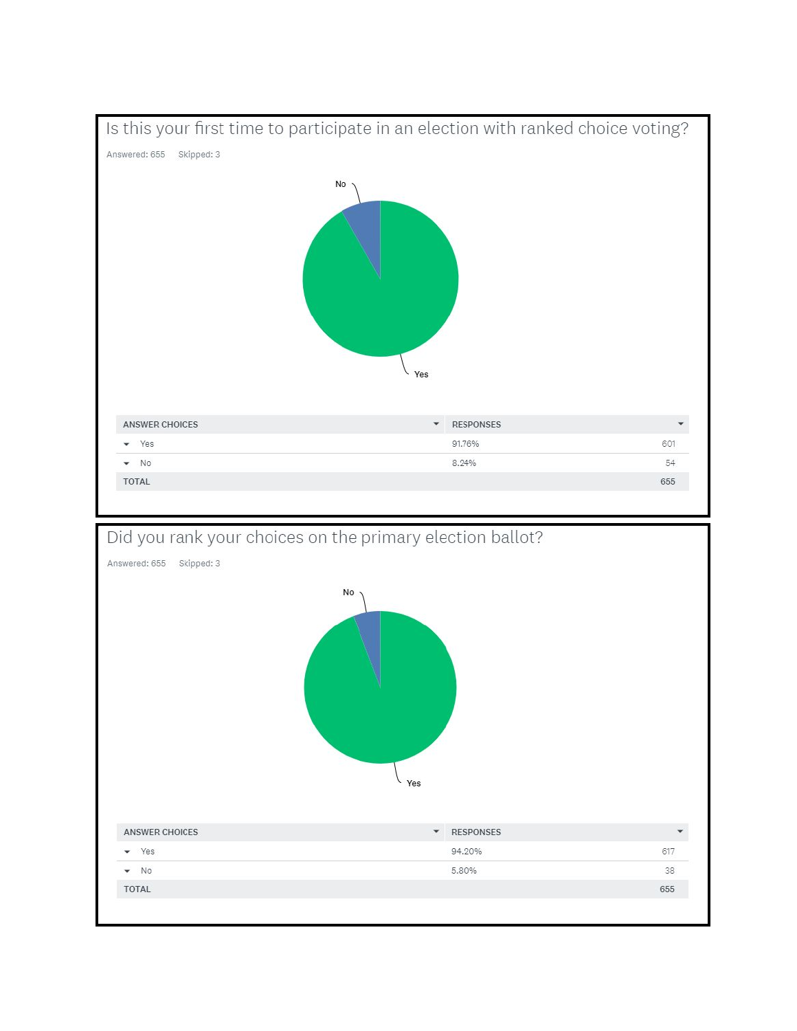## Is this your first time to participate in an election with ranked choice voting?

Answered: 655 Skipped: 3

| ANSWER CHOICES | RESPONSES | |
|---|---|---|
| Yes | 91.76% | 601 |
| No | 8.24% | 54 |
| TOTAL | | 655 |

## Did you rank your choices on the primary election ballot?

Answered: 655 Skipped: 3

| ANSWER CHOICES | RESPONSES | |
|---|---|---|
| Yes | 94.20% | 617 |
| No | 5.80% | 38 |
| TOTAL | | 655 |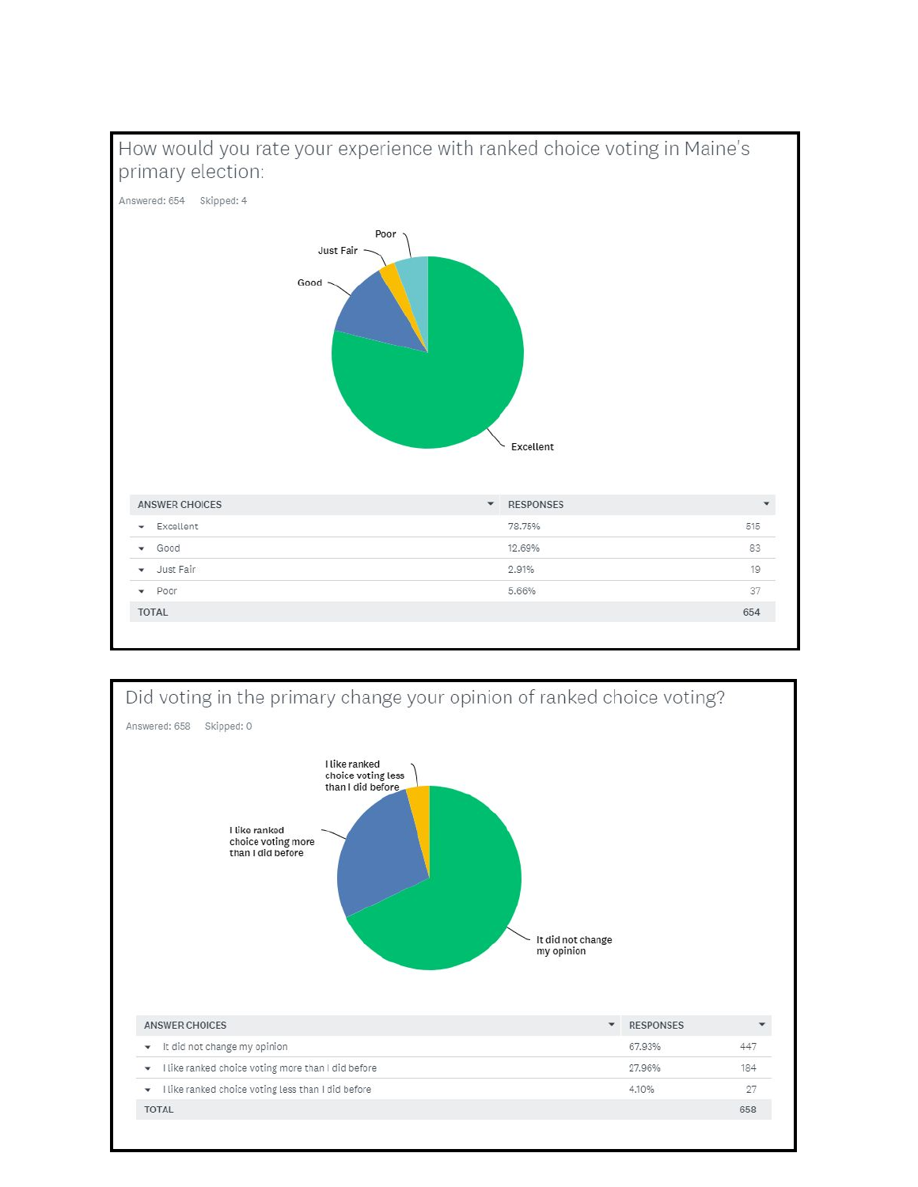## How would you rate your experience with ranked choice voting in Maine's primary election:

Answered: 654    Skipped: 4

Poor
Just Fair
Good
Excellent

| ANSWER CHOICES | RESPONSES | |
|---|---|---|
| Excellent | 78.75% | 515 |
| Good | 12.69% | 83 |
| Just Fair | 2.91% | 19 |
| Poor | 5.66% | 37 |
| TOTAL | | 654 |

## Did voting in the primary change your opinion of ranked choice voting?

Answered: 658    Skipped: 0

I like ranked choice voting less than I did before
I like ranked choice voting more than I did before
It did not change my opinion

| ANSWER CHOICES | RESPONSES | |
|---|---|---|
| It did not change my opinion | 67.93% | 447 |
| I like ranked choice voting more than I did before | 27.96% | 184 |
| I like ranked choice voting less than I did before | 4.10% | 27 |
| TOTAL | | 658 |